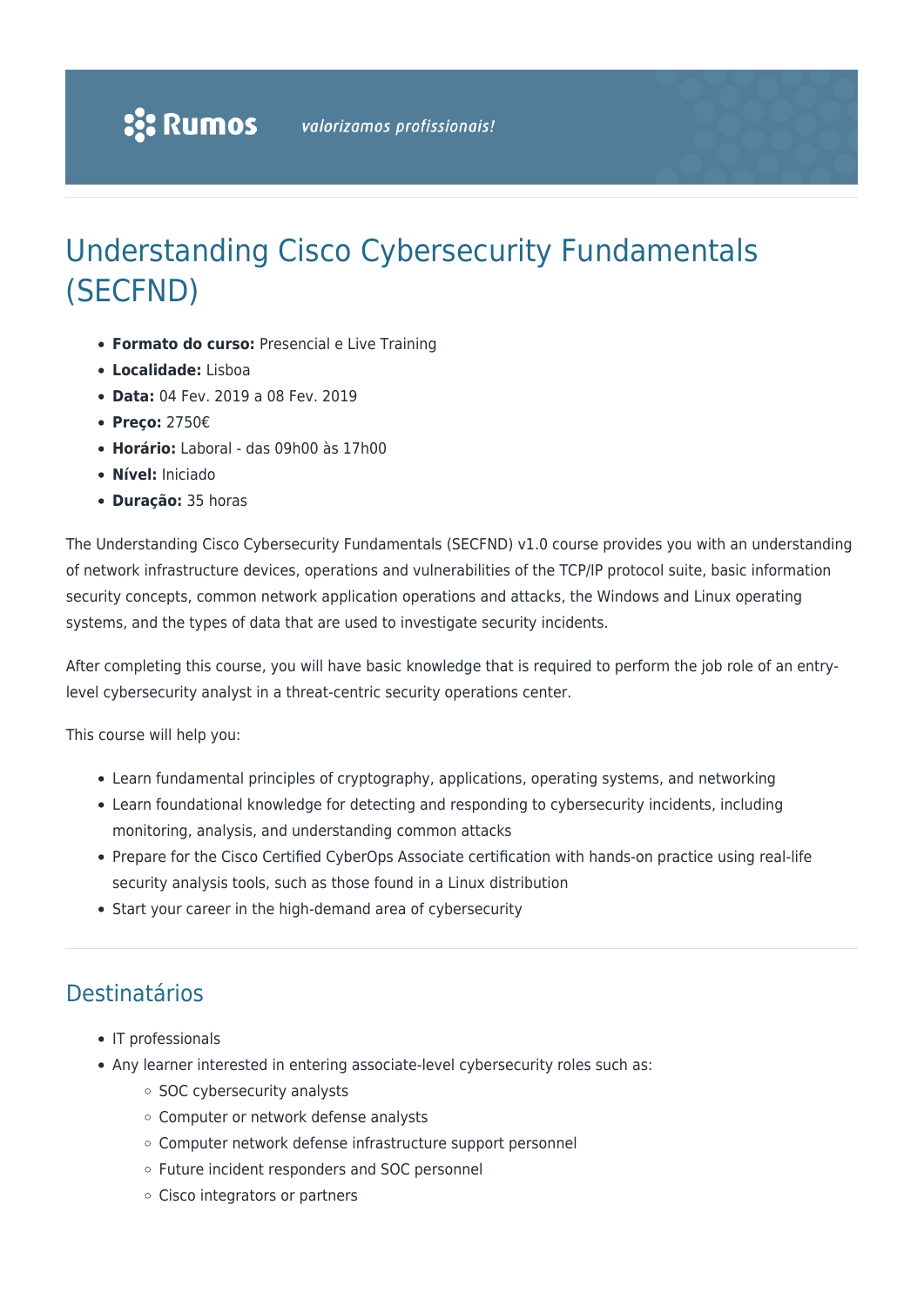# Understanding Cisco Cybersecurity Fundamentals (SECFND)

- **Formato do curso:** Presencial e Live Training
- **Localidade:** Lisboa
- **Data:** 04 Fev. 2019 a 08 Fev. 2019
- **Preço:** 2750€
- **Horário:** Laboral - das 09h00 às 17h00
- **Nível:** Iniciado
- **Duração:** 35 horas

The Understanding Cisco Cybersecurity Fundamentals (SECFND) v1.0 course provides you with an understanding of network infrastructure devices, operations and vulnerabilities of the TCP/IP protocol suite, basic information security concepts, common network application operations and attacks, the Windows and Linux operating systems, and the types of data that are used to investigate security incidents.

After completing this course, you will have basic knowledge that is required to perform the job role of an entry-level cybersecurity analyst in a threat-centric security operations center.

This course will help you:

- Learn fundamental principles of cryptography, applications, operating systems, and networking
- Learn foundational knowledge for detecting and responding to cybersecurity incidents, including monitoring, analysis, and understanding common attacks
- Prepare for the Cisco Certified CyberOps Associate certification with hands-on practice using real-life security analysis tools, such as those found in a Linux distribution
- Start your career in the high-demand area of cybersecurity

## Destinatários

- IT professionals
- Any learner interested in entering associate-level cybersecurity roles such as:
  - SOC cybersecurity analysts
  - Computer or network defense analysts
  - Computer network defense infrastructure support personnel
  - Future incident responders and SOC personnel
  - Cisco integrators or partners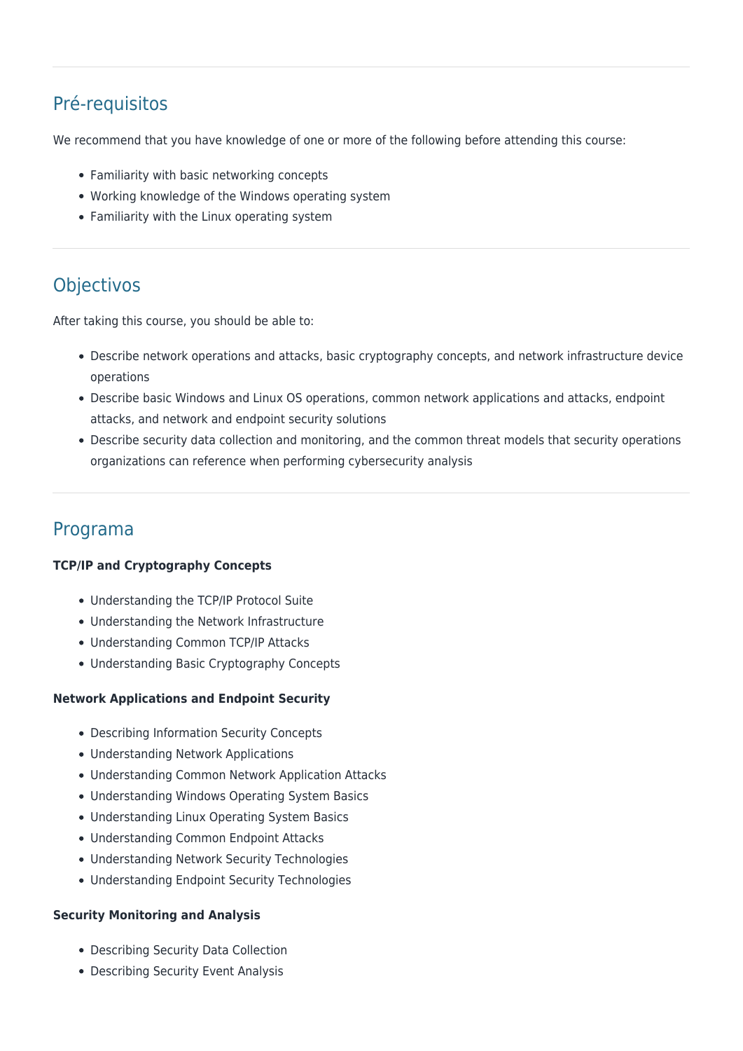## Pré-requisitos

We recommend that you have knowledge of one or more of the following before attending this course:

- Familiarity with basic networking concepts
- Working knowledge of the Windows operating system
- Familiarity with the Linux operating system

## Objectivos

After taking this course, you should be able to:

- Describe network operations and attacks, basic cryptography concepts, and network infrastructure device operations
- Describe basic Windows and Linux OS operations, common network applications and attacks, endpoint attacks, and network and endpoint security solutions
- Describe security data collection and monitoring, and the common threat models that security operations organizations can reference when performing cybersecurity analysis

## Programa

**TCP/IP and Cryptography Concepts**

- Understanding the TCP/IP Protocol Suite
- Understanding the Network Infrastructure
- Understanding Common TCP/IP Attacks
- Understanding Basic Cryptography Concepts

**Network Applications and Endpoint Security**

- Describing Information Security Concepts
- Understanding Network Applications
- Understanding Common Network Application Attacks
- Understanding Windows Operating System Basics
- Understanding Linux Operating System Basics
- Understanding Common Endpoint Attacks
- Understanding Network Security Technologies
- Understanding Endpoint Security Technologies

**Security Monitoring and Analysis**

- Describing Security Data Collection
- Describing Security Event Analysis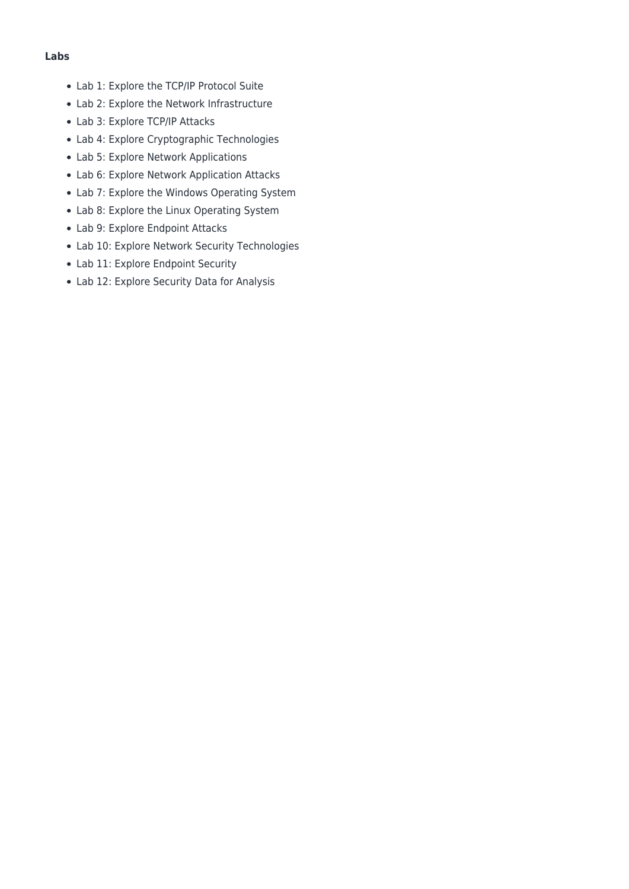**Labs**

- Lab 1: Explore the TCP/IP Protocol Suite
- Lab 2: Explore the Network Infrastructure
- Lab 3: Explore TCP/IP Attacks
- Lab 4: Explore Cryptographic Technologies
- Lab 5: Explore Network Applications
- Lab 6: Explore Network Application Attacks
- Lab 7: Explore the Windows Operating System
- Lab 8: Explore the Linux Operating System
- Lab 9: Explore Endpoint Attacks
- Lab 10: Explore Network Security Technologies
- Lab 11: Explore Endpoint Security
- Lab 12: Explore Security Data for Analysis